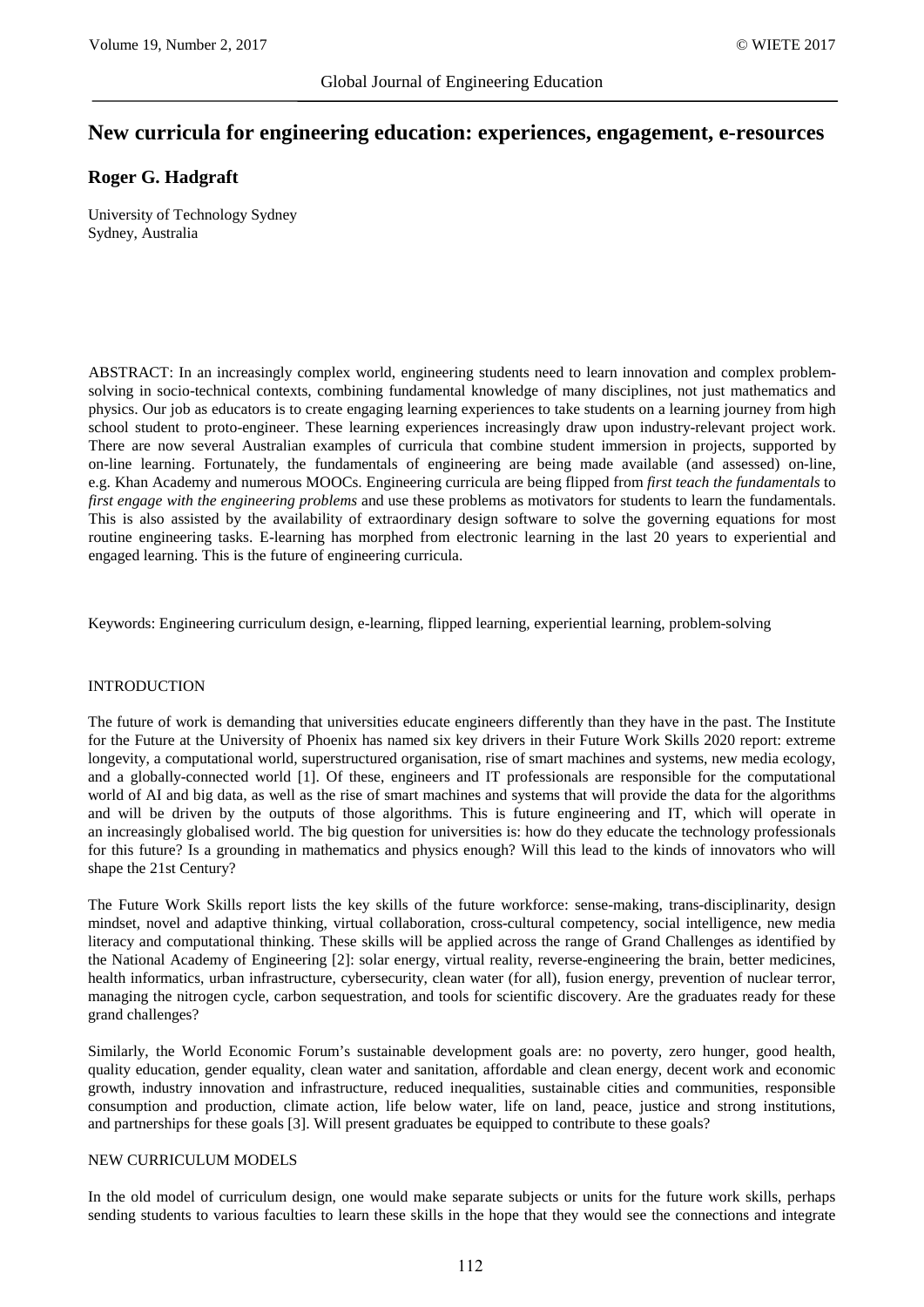# New curricula for engineering education: experiences, engagement, e-resources

**Roger G. Hadgraft**

University of Technology Sydney
Sydney, Australia

ABSTRACT: In an increasingly complex world, engineering students need to learn innovation and complex problem-solving in socio-technical contexts, combining fundamental knowledge of many disciplines, not just mathematics and physics. Our job as educators is to create engaging learning experiences to take students on a learning journey from high school student to proto-engineer. These learning experiences increasingly draw upon industry-relevant project work. There are now several Australian examples of curricula that combine student immersion in projects, supported by on-line learning. Fortunately, the fundamentals of engineering are being made available (and assessed) on-line, e.g. Khan Academy and numerous MOOCs. Engineering curricula are being flipped from *first teach the fundamentals* to *first engage with the engineering problems* and use these problems as motivators for students to learn the fundamentals. This is also assisted by the availability of extraordinary design software to solve the governing equations for most routine engineering tasks. E-learning has morphed from electronic learning in the last 20 years to experiential and engaged learning. This is the future of engineering curricula.

Keywords: Engineering curriculum design, e-learning, flipped learning, experiential learning, problem-solving

## INTRODUCTION

The future of work is demanding that universities educate engineers differently than they have in the past. The Institute for the Future at the University of Phoenix has named six key drivers in their Future Work Skills 2020 report: extreme longevity, a computational world, superstructured organisation, rise of smart machines and systems, new media ecology, and a globally-connected world [1]. Of these, engineers and IT professionals are responsible for the computational world of AI and big data, as well as the rise of smart machines and systems that will provide the data for the algorithms and will be driven by the outputs of those algorithms. This is future engineering and IT, which will operate in an increasingly globalised world. The big question for universities is: how do they educate the technology professionals for this future? Is a grounding in mathematics and physics enough? Will this lead to the kinds of innovators who will shape the 21st Century?

The Future Work Skills report lists the key skills of the future workforce: sense-making, trans-disciplinarity, design mindset, novel and adaptive thinking, virtual collaboration, cross-cultural competency, social intelligence, new media literacy and computational thinking. These skills will be applied across the range of Grand Challenges as identified by the National Academy of Engineering [2]: solar energy, virtual reality, reverse-engineering the brain, better medicines, health informatics, urban infrastructure, cybersecurity, clean water (for all), fusion energy, prevention of nuclear terror, managing the nitrogen cycle, carbon sequestration, and tools for scientific discovery. Are the graduates ready for these grand challenges?

Similarly, the World Economic Forum's sustainable development goals are: no poverty, zero hunger, good health, quality education, gender equality, clean water and sanitation, affordable and clean energy, decent work and economic growth, industry innovation and infrastructure, reduced inequalities, sustainable cities and communities, responsible consumption and production, climate action, life below water, life on land, peace, justice and strong institutions, and partnerships for these goals [3]. Will present graduates be equipped to contribute to these goals?

## NEW CURRICULUM MODELS

In the old model of curriculum design, one would make separate subjects or units for the future work skills, perhaps sending students to various faculties to learn these skills in the hope that they would see the connections and integrate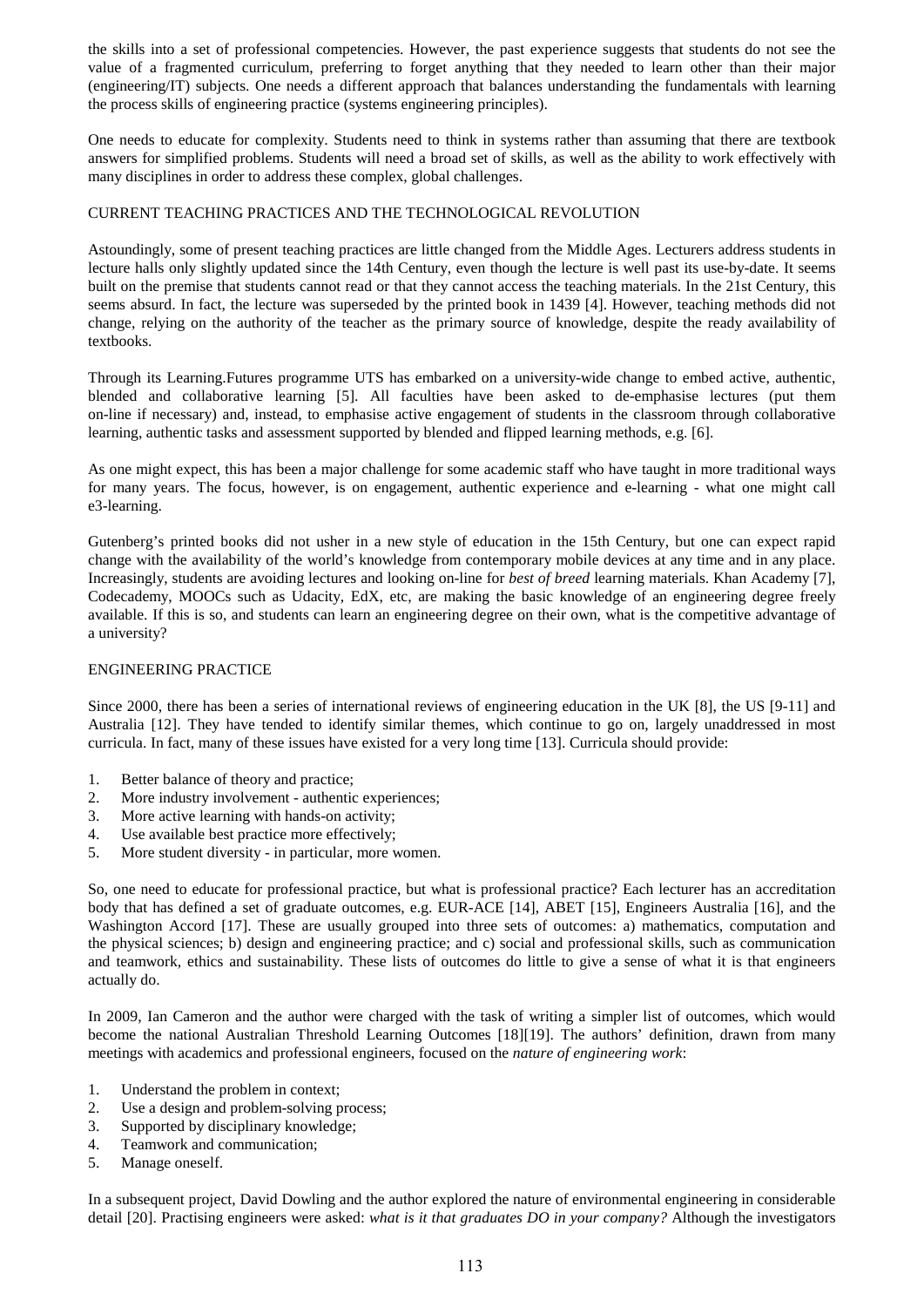the skills into a set of professional competencies. However, the past experience suggests that students do not see the value of a fragmented curriculum, preferring to forget anything that they needed to learn other than their major (engineering/IT) subjects. One needs a different approach that balances understanding the fundamentals with learning the process skills of engineering practice (systems engineering principles).

One needs to educate for complexity. Students need to think in systems rather than assuming that there are textbook answers for simplified problems. Students will need a broad set of skills, as well as the ability to work effectively with many disciplines in order to address these complex, global challenges.

## CURRENT TEACHING PRACTICES AND THE TECHNOLOGICAL REVOLUTION

Astoundingly, some of present teaching practices are little changed from the Middle Ages. Lecturers address students in lecture halls only slightly updated since the 14th Century, even though the lecture is well past its use-by-date. It seems built on the premise that students cannot read or that they cannot access the teaching materials. In the 21st Century, this seems absurd. In fact, the lecture was superseded by the printed book in 1439 [4]. However, teaching methods did not change, relying on the authority of the teacher as the primary source of knowledge, despite the ready availability of textbooks.

Through its Learning.Futures programme UTS has embarked on a university-wide change to embed active, authentic, blended and collaborative learning [5]. All faculties have been asked to de-emphasise lectures (put them on-line if necessary) and, instead, to emphasise active engagement of students in the classroom through collaborative learning, authentic tasks and assessment supported by blended and flipped learning methods, e.g. [6].

As one might expect, this has been a major challenge for some academic staff who have taught in more traditional ways for many years. The focus, however, is on engagement, authentic experience and e-learning - what one might call e3-learning.

Gutenberg's printed books did not usher in a new style of education in the 15th Century, but one can expect rapid change with the availability of the world's knowledge from contemporary mobile devices at any time and in any place. Increasingly, students are avoiding lectures and looking on-line for *best of breed* learning materials. Khan Academy [7], Codecademy, MOOCs such as Udacity, EdX, etc, are making the basic knowledge of an engineering degree freely available. If this is so, and students can learn an engineering degree on their own, what is the competitive advantage of a university?

## ENGINEERING PRACTICE

Since 2000, there has been a series of international reviews of engineering education in the UK [8], the US [9-11] and Australia [12]. They have tended to identify similar themes, which continue to go on, largely unaddressed in most curricula. In fact, many of these issues have existed for a very long time [13]. Curricula should provide:

1. Better balance of theory and practice;
2. More industry involvement - authentic experiences;
3. More active learning with hands-on activity;
4. Use available best practice more effectively;
5. More student diversity - in particular, more women.

So, one need to educate for professional practice, but what is professional practice? Each lecturer has an accreditation body that has defined a set of graduate outcomes, e.g. EUR-ACE [14], ABET [15], Engineers Australia [16], and the Washington Accord [17]. These are usually grouped into three sets of outcomes: a) mathematics, computation and the physical sciences; b) design and engineering practice; and c) social and professional skills, such as communication and teamwork, ethics and sustainability. These lists of outcomes do little to give a sense of what it is that engineers actually do.

In 2009, Ian Cameron and the author were charged with the task of writing a simpler list of outcomes, which would become the national Australian Threshold Learning Outcomes [18][19]. The authors' definition, drawn from many meetings with academics and professional engineers, focused on the *nature of engineering work*:

1. Understand the problem in context;
2. Use a design and problem-solving process;
3. Supported by disciplinary knowledge;
4. Teamwork and communication;
5. Manage oneself.

In a subsequent project, David Dowling and the author explored the nature of environmental engineering in considerable detail [20]. Practising engineers were asked: *what is it that graduates DO in your company?* Although the investigators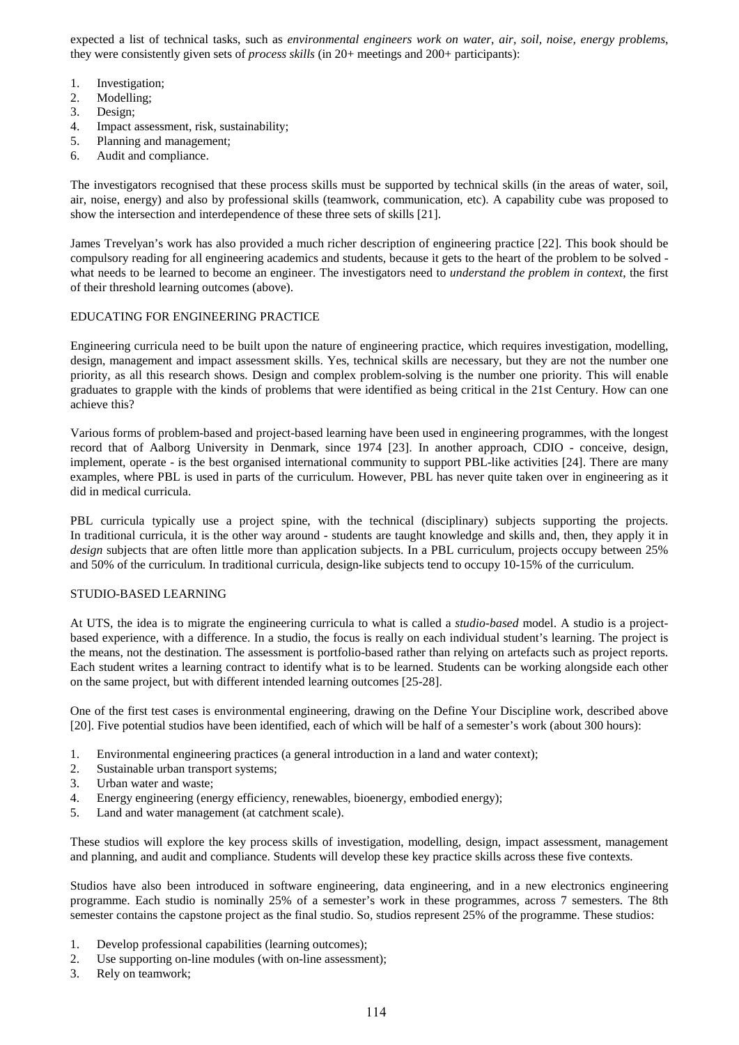expected a list of technical tasks, such as *environmental engineers work on water, air, soil, noise, energy problems*, they were consistently given sets of *process skills* (in 20+ meetings and 200+ participants):

1. Investigation;
2. Modelling;
3. Design;
4. Impact assessment, risk, sustainability;
5. Planning and management;
6. Audit and compliance.

The investigators recognised that these process skills must be supported by technical skills (in the areas of water, soil, air, noise, energy) and also by professional skills (teamwork, communication, etc). A capability cube was proposed to show the intersection and interdependence of these three sets of skills [21].

James Trevelyan's work has also provided a much richer description of engineering practice [22]. This book should be compulsory reading for all engineering academics and students, because it gets to the heart of the problem to be solved - what needs to be learned to become an engineer. The investigators need to *understand the problem in context*, the first of their threshold learning outcomes (above).

## EDUCATING FOR ENGINEERING PRACTICE

Engineering curricula need to be built upon the nature of engineering practice, which requires investigation, modelling, design, management and impact assessment skills. Yes, technical skills are necessary, but they are not the number one priority, as all this research shows. Design and complex problem-solving is the number one priority. This will enable graduates to grapple with the kinds of problems that were identified as being critical in the 21st Century. How can one achieve this?

Various forms of problem-based and project-based learning have been used in engineering programmes, with the longest record that of Aalborg University in Denmark, since 1974 [23]. In another approach, CDIO - conceive, design, implement, operate - is the best organised international community to support PBL-like activities [24]. There are many examples, where PBL is used in parts of the curriculum. However, PBL has never quite taken over in engineering as it did in medical curricula.

PBL curricula typically use a project spine, with the technical (disciplinary) subjects supporting the projects. In traditional curricula, it is the other way around - students are taught knowledge and skills and, then, they apply it in *design* subjects that are often little more than application subjects. In a PBL curriculum, projects occupy between 25% and 50% of the curriculum. In traditional curricula, design-like subjects tend to occupy 10-15% of the curriculum.

## STUDIO-BASED LEARNING

At UTS, the idea is to migrate the engineering curricula to what is called a *studio-based* model. A studio is a project-based experience, with a difference. In a studio, the focus is really on each individual student's learning. The project is the means, not the destination. The assessment is portfolio-based rather than relying on artefacts such as project reports. Each student writes a learning contract to identify what is to be learned. Students can be working alongside each other on the same project, but with different intended learning outcomes [25-28].

One of the first test cases is environmental engineering, drawing on the Define Your Discipline work, described above [20]. Five potential studios have been identified, each of which will be half of a semester's work (about 300 hours):

1. Environmental engineering practices (a general introduction in a land and water context);
2. Sustainable urban transport systems;
3. Urban water and waste;
4. Energy engineering (energy efficiency, renewables, bioenergy, embodied energy);
5. Land and water management (at catchment scale).

These studios will explore the key process skills of investigation, modelling, design, impact assessment, management and planning, and audit and compliance. Students will develop these key practice skills across these five contexts.

Studios have also been introduced in software engineering, data engineering, and in a new electronics engineering programme. Each studio is nominally 25% of a semester's work in these programmes, across 7 semesters. The 8th semester contains the capstone project as the final studio. So, studios represent 25% of the programme. These studios:

1. Develop professional capabilities (learning outcomes);
2. Use supporting on-line modules (with on-line assessment);
3. Rely on teamwork;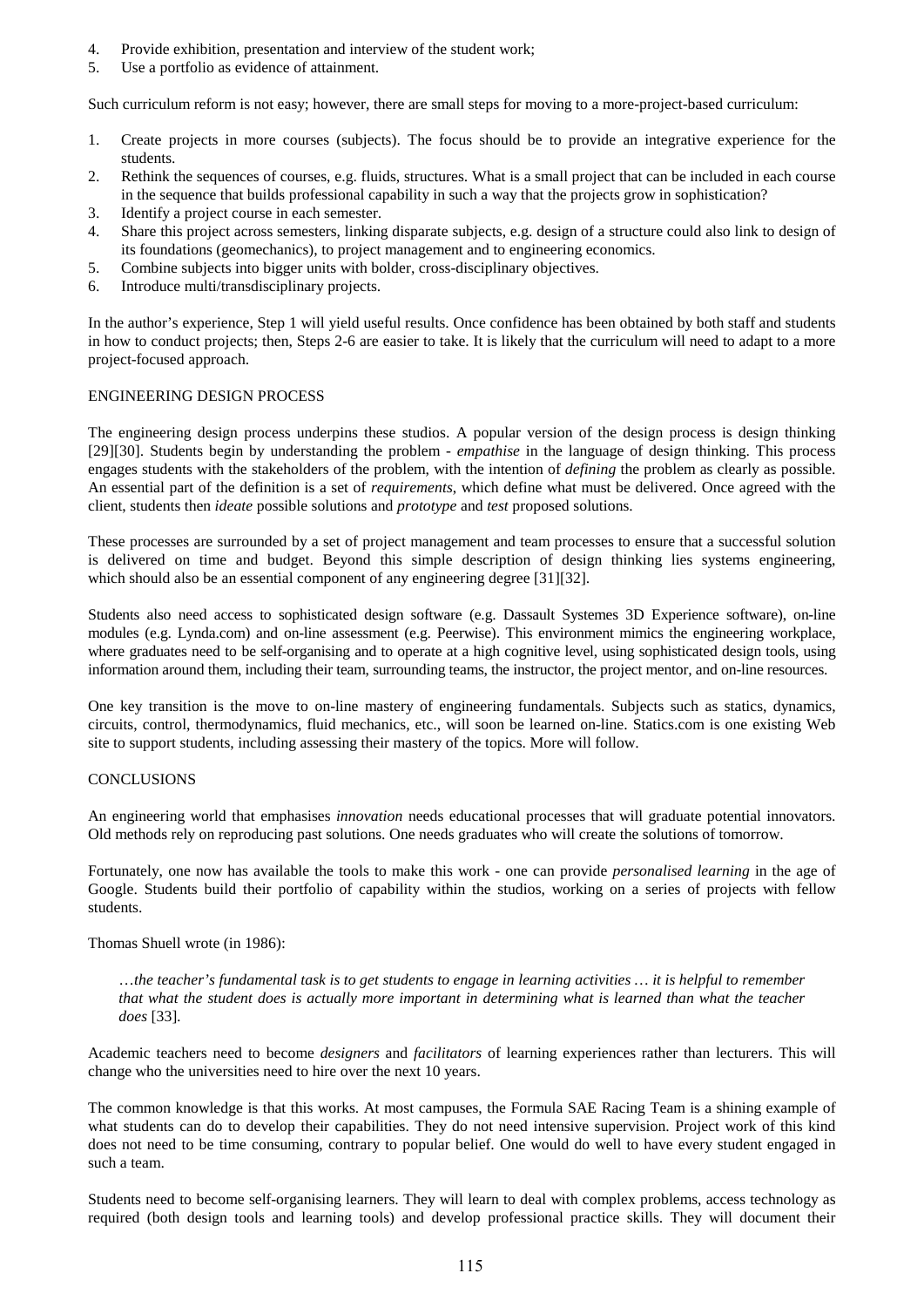4. Provide exhibition, presentation and interview of the student work;
5. Use a portfolio as evidence of attainment.

Such curriculum reform is not easy; however, there are small steps for moving to a more-project-based curriculum:

1. Create projects in more courses (subjects). The focus should be to provide an integrative experience for the students.
2. Rethink the sequences of courses, e.g. fluids, structures. What is a small project that can be included in each course in the sequence that builds professional capability in such a way that the projects grow in sophistication?
3. Identify a project course in each semester.
4. Share this project across semesters, linking disparate subjects, e.g. design of a structure could also link to design of its foundations (geomechanics), to project management and to engineering economics.
5. Combine subjects into bigger units with bolder, cross-disciplinary objectives.
6. Introduce multi/transdisciplinary projects.

In the author's experience, Step 1 will yield useful results. Once confidence has been obtained by both staff and students in how to conduct projects; then, Steps 2-6 are easier to take. It is likely that the curriculum will need to adapt to a more project-focused approach.

## ENGINEERING DESIGN PROCESS

The engineering design process underpins these studios. A popular version of the design process is design thinking [29][30]. Students begin by understanding the problem - *empathise* in the language of design thinking. This process engages students with the stakeholders of the problem, with the intention of *defining* the problem as clearly as possible. An essential part of the definition is a set of *requirements*, which define what must be delivered. Once agreed with the client, students then *ideate* possible solutions and *prototype* and *test* proposed solutions.

These processes are surrounded by a set of project management and team processes to ensure that a successful solution is delivered on time and budget. Beyond this simple description of design thinking lies systems engineering, which should also be an essential component of any engineering degree [31][32].

Students also need access to sophisticated design software (e.g. Dassault Systemes 3D Experience software), on-line modules (e.g. Lynda.com) and on-line assessment (e.g. Peerwise). This environment mimics the engineering workplace, where graduates need to be self-organising and to operate at a high cognitive level, using sophisticated design tools, using information around them, including their team, surrounding teams, the instructor, the project mentor, and on-line resources.

One key transition is the move to on-line mastery of engineering fundamentals. Subjects such as statics, dynamics, circuits, control, thermodynamics, fluid mechanics, etc., will soon be learned on-line. Statics.com is one existing Web site to support students, including assessing their mastery of the topics. More will follow.

## CONCLUSIONS

An engineering world that emphasises *innovation* needs educational processes that will graduate potential innovators. Old methods rely on reproducing past solutions. One needs graduates who will create the solutions of tomorrow.

Fortunately, one now has available the tools to make this work - one can provide *personalised learning* in the age of Google. Students build their portfolio of capability within the studios, working on a series of projects with fellow students.

Thomas Shuell wrote (in 1986):

> *…the teacher's fundamental task is to get students to engage in learning activities … it is helpful to remember that what the student does is actually more important in determining what is learned than what the teacher does* [33].

Academic teachers need to become *designers* and *facilitators* of learning experiences rather than lecturers. This will change who the universities need to hire over the next 10 years.

The common knowledge is that this works. At most campuses, the Formula SAE Racing Team is a shining example of what students can do to develop their capabilities. They do not need intensive supervision. Project work of this kind does not need to be time consuming, contrary to popular belief. One would do well to have every student engaged in such a team.

Students need to become self-organising learners. They will learn to deal with complex problems, access technology as required (both design tools and learning tools) and develop professional practice skills. They will document their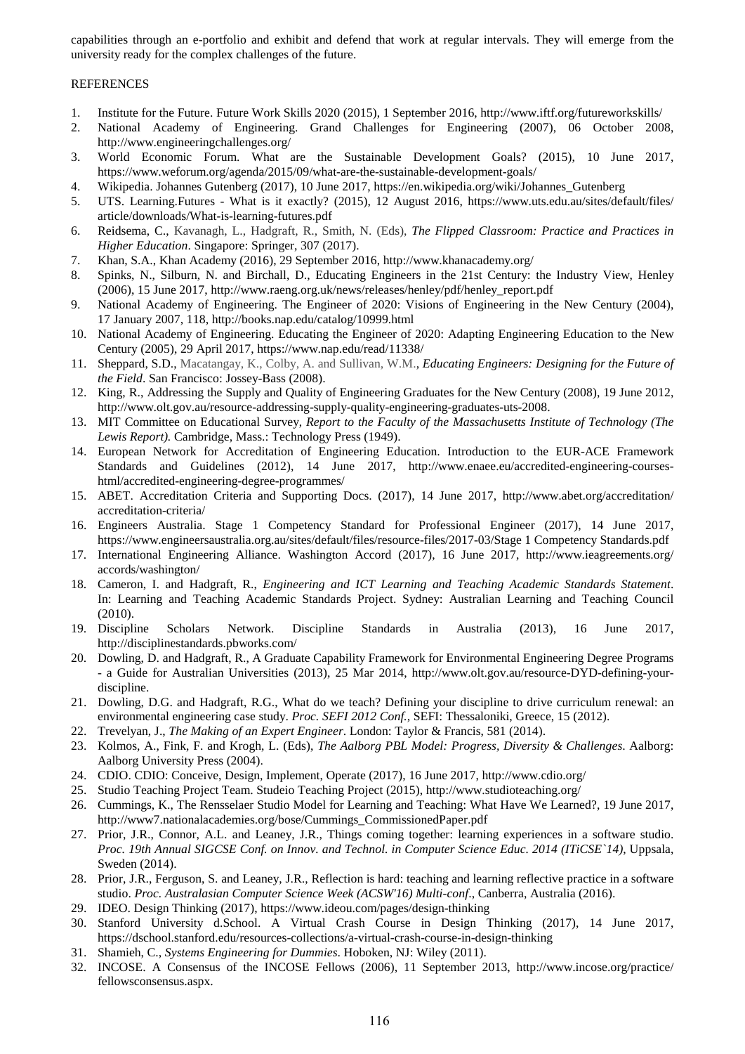capabilities through an e-portfolio and exhibit and defend that work at regular intervals. They will emerge from the university ready for the complex challenges of the future.

## REFERENCES

1. Institute for the Future. Future Work Skills 2020 (2015), 1 September 2016, http://www.iftf.org/futureworkskills/
2. National Academy of Engineering. Grand Challenges for Engineering (2007), 06 October 2008, http://www.engineeringchallenges.org/
3. World Economic Forum. What are the Sustainable Development Goals? (2015), 10 June 2017, https://www.weforum.org/agenda/2015/09/what-are-the-sustainable-development-goals/
4. Wikipedia. Johannes Gutenberg (2017), 10 June 2017, https://en.wikipedia.org/wiki/Johannes_Gutenberg
5. UTS. Learning.Futures - What is it exactly? (2015), 12 August 2016, https://www.uts.edu.au/sites/default/files/article/downloads/What-is-learning-futures.pdf
6. Reidsema, C., Kavanagh, L., Hadgraft, R., Smith, N. (Eds), *The Flipped Classroom: Practice and Practices in Higher Education*. Singapore: Springer, 307 (2017).
7. Khan, S.A., Khan Academy (2016), 29 September 2016, http://www.khanacademy.org/
8. Spinks, N., Silburn, N. and Birchall, D., Educating Engineers in the 21st Century: the Industry View, Henley (2006), 15 June 2017, http://www.raeng.org.uk/news/releases/henley/pdf/henley_report.pdf
9. National Academy of Engineering. The Engineer of 2020: Visions of Engineering in the New Century (2004), 17 January 2007, 118, http://books.nap.edu/catalog/10999.html
10. National Academy of Engineering. Educating the Engineer of 2020: Adapting Engineering Education to the New Century (2005), 29 April 2017, https://www.nap.edu/read/11338/
11. Sheppard, S.D., Macatangay, K., Colby, A. and Sullivan, W.M., *Educating Engineers: Designing for the Future of the Field*. San Francisco: Jossey-Bass (2008).
12. King, R., Addressing the Supply and Quality of Engineering Graduates for the New Century (2008), 19 June 2012, http://www.olt.gov.au/resource-addressing-supply-quality-engineering-graduates-uts-2008.
13. MIT Committee on Educational Survey, *Report to the Faculty of the Massachusetts Institute of Technology (The Lewis Report).* Cambridge, Mass.: Technology Press (1949).
14. European Network for Accreditation of Engineering Education. Introduction to the EUR-ACE Framework Standards and Guidelines (2012), 14 June 2017, http://www.enaee.eu/accredited-engineering-courses-html/accredited-engineering-degree-programmes/
15. ABET. Accreditation Criteria and Supporting Docs. (2017), 14 June 2017, http://www.abet.org/accreditation/accreditation-criteria/
16. Engineers Australia. Stage 1 Competency Standard for Professional Engineer (2017), 14 June 2017, https://www.engineersaustralia.org.au/sites/default/files/resource-files/2017-03/Stage 1 Competency Standards.pdf
17. International Engineering Alliance. Washington Accord (2017), 16 June 2017, http://www.ieagreements.org/accords/washington/
18. Cameron, I. and Hadgraft, R., *Engineering and ICT Learning and Teaching Academic Standards Statement*. In: Learning and Teaching Academic Standards Project. Sydney: Australian Learning and Teaching Council (2010).
19. Discipline Scholars Network. Discipline Standards in Australia (2013), 16 June 2017, http://disciplinestandards.pbworks.com/
20. Dowling, D. and Hadgraft, R., A Graduate Capability Framework for Environmental Engineering Degree Programs - a Guide for Australian Universities (2013), 25 Mar 2014, http://www.olt.gov.au/resource-DYD-defining-your-discipline.
21. Dowling, D.G. and Hadgraft, R.G., What do we teach? Defining your discipline to drive curriculum renewal: an environmental engineering case study. *Proc. SEFI 2012 Conf.,* SEFI: Thessaloniki, Greece, 15 (2012).
22. Trevelyan, J., *The Making of an Expert Engineer*. London: Taylor & Francis, 581 (2014).
23. Kolmos, A., Fink, F. and Krogh, L. (Eds), *The Aalborg PBL Model: Progress, Diversity & Challenges*. Aalborg: Aalborg University Press (2004).
24. CDIO. CDIO: Conceive, Design, Implement, Operate (2017), 16 June 2017, http://www.cdio.org/
25. Studio Teaching Project Team. Studeio Teaching Project (2015), http://www.studioteaching.org/
26. Cummings, K., The Rensselaer Studio Model for Learning and Teaching: What Have We Learned?, 19 June 2017, http://www7.nationalacademies.org/bose/Cummings_CommissionedPaper.pdf
27. Prior, J.R., Connor, A.L. and Leaney, J.R., Things coming together: learning experiences in a software studio. *Proc. 19th Annual SIGCSE Conf. on Innov. and Technol. in Computer Science Educ. 2014 (ITiCSE`14)*, Uppsala, Sweden (2014).
28. Prior, J.R., Ferguson, S. and Leaney, J.R., Reflection is hard: teaching and learning reflective practice in a software studio. *Proc. Australasian Computer Science Week (ACSW'16) Multi-conf*., Canberra, Australia (2016).
29. IDEO. Design Thinking (2017), https://www.ideou.com/pages/design-thinking
30. Stanford University d.School. A Virtual Crash Course in Design Thinking (2017), 14 June 2017, https://dschool.stanford.edu/resources-collections/a-virtual-crash-course-in-design-thinking
31. Shamieh, C., *Systems Engineering for Dummies*. Hoboken, NJ: Wiley (2011).
32. INCOSE. A Consensus of the INCOSE Fellows (2006), 11 September 2013, http://www.incose.org/practice/fellowsconsensus.aspx.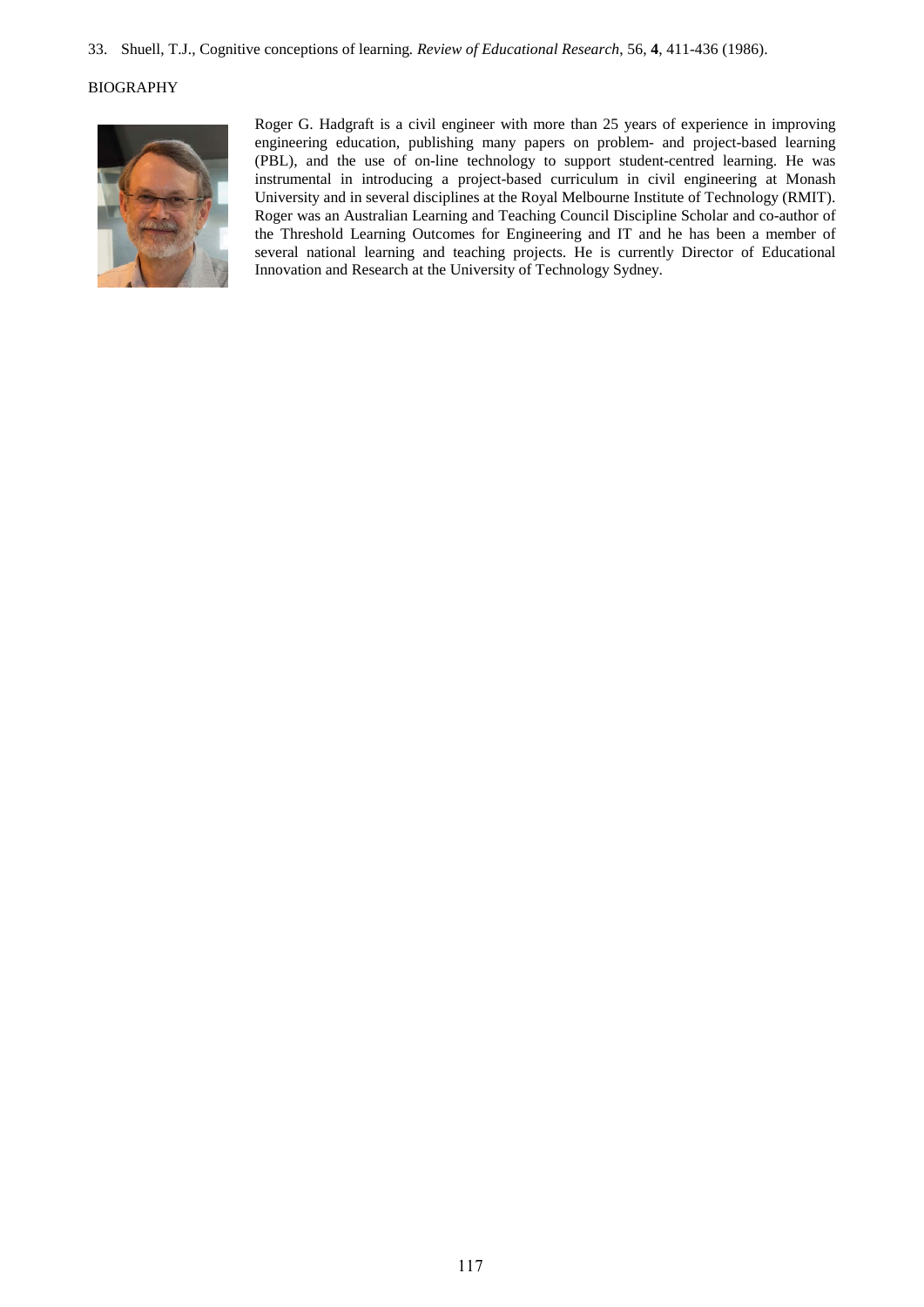33. Shuell, T.J., Cognitive conceptions of learning. *Review of Educational Research*, 56, **4**, 411-436 (1986).

BIOGRAPHY

Roger G. Hadgraft is a civil engineer with more than 25 years of experience in improving engineering education, publishing many papers on problem- and project-based learning (PBL), and the use of on-line technology to support student-centred learning. He was instrumental in introducing a project-based curriculum in civil engineering at Monash University and in several disciplines at the Royal Melbourne Institute of Technology (RMIT). Roger was an Australian Learning and Teaching Council Discipline Scholar and co-author of the Threshold Learning Outcomes for Engineering and IT and he has been a member of several national learning and teaching projects. He is currently Director of Educational Innovation and Research at the University of Technology Sydney.